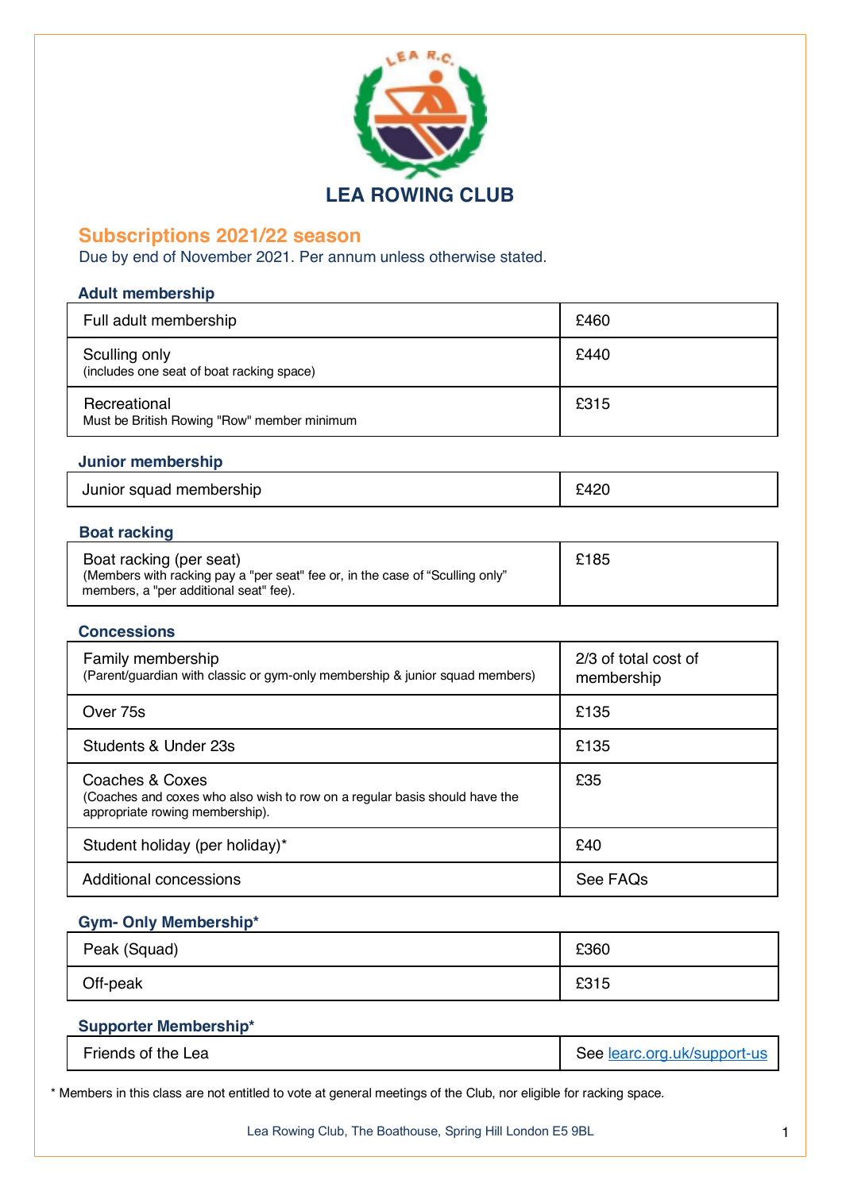# LEA ROWING CLUB

## Subscriptions 2021/22 season

Due by end of November 2021. Per annum unless otherwise stated.

### Adult membership

| | |
|---|---|
| Full adult membership | £460 |
| Sculling only<br>(includes one seat of boat racking space) | £440 |
| Recreational<br>Must be British Rowing "Row" member minimum | £315 |

### Junior membership

| | |
|---|---|
| Junior squad membership | £420 |

### Boat racking

| | |
|---|---|
| Boat racking (per seat)<br>(Members with racking pay a "per seat" fee or, in the case of "Sculling only" members, a "per additional seat" fee). | £185 |

### Concessions

| | |
|---|---|
| Family membership<br>(Parent/guardian with classic or gym-only membership & junior squad members) | 2/3 of total cost of membership |
| Over 75s | £135 |
| Students & Under 23s | £135 |
| Coaches & Coxes<br>(Coaches and coxes who also wish to row on a regular basis should have the appropriate rowing membership). | £35 |
| Student holiday (per holiday)* | £40 |
| Additional concessions | See FAQs |

### Gym- Only Membership*

| | |
|---|---|
| Peak (Squad) | £360 |
| Off-peak | £315 |

### Supporter Membership*

| | |
|---|---|
| Friends of the Lea | See learc.org.uk/support-us |

* Members in this class are not entitled to vote at general meetings of the Club, nor eligible for racking space.

Lea Rowing Club, The Boathouse, Spring Hill London E5 9BL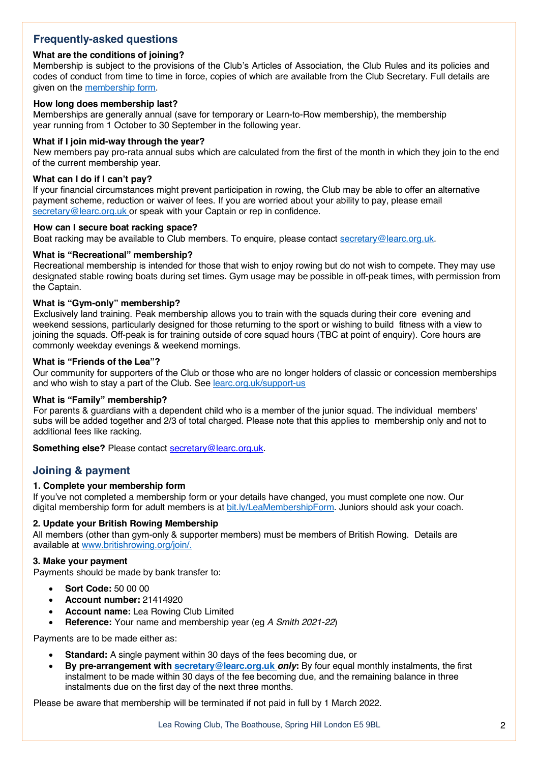## Frequently-asked questions

**What are the conditions of joining?**
Membership is subject to the provisions of the Club's Articles of Association, the Club Rules and its policies and codes of conduct from time to time in force, copies of which are available from the Club Secretary. Full details are given on the membership form.

**How long does membership last?**
Memberships are generally annual (save for temporary or Learn-to-Row membership), the membership year running from 1 October to 30 September in the following year.

**What if I join mid-way through the year?**
New members pay pro-rata annual subs which are calculated from the first of the month in which they join to the end of the current membership year.

**What can I do if I can't pay?**
If your financial circumstances might prevent participation in rowing, the Club may be able to offer an alternative payment scheme, reduction or waiver of fees. If you are worried about your ability to pay, please email secretary@learc.org.uk or speak with your Captain or rep in confidence.

**How can I secure boat racking space?**
Boat racking may be available to Club members. To enquire, please contact secretary@learc.org.uk.

**What is "Recreational" membership?**
Recreational membership is intended for those that wish to enjoy rowing but do not wish to compete. They may use designated stable rowing boats during set times. Gym usage may be possible in off-peak times, with permission from the Captain.

**What is "Gym-only" membership?**
Exclusively land training. Peak membership allows you to train with the squads during their core evening and weekend sessions, particularly designed for those returning to the sport or wishing to build fitness with a view to joining the squads. Off-peak is for training outside of core squad hours (TBC at point of enquiry). Core hours are commonly weekday evenings & weekend mornings.

**What is "Friends of the Lea"?**
Our community for supporters of the Club or those who are no longer holders of classic or concession memberships and who wish to stay a part of the Club. See learc.org.uk/support-us

**What is "Family" membership?**
For parents & guardians with a dependent child who is a member of the junior squad. The individual members' subs will be added together and 2/3 of total charged. Please note that this applies to membership only and not to additional fees like racking.

**Something else?** Please contact secretary@learc.org.uk.

## Joining & payment

**1. Complete your membership form**
If you've not completed a membership form or your details have changed, you must complete one now. Our digital membership form for adult members is at bit.ly/LeaMembershipForm. Juniors should ask your coach.

**2. Update your British Rowing Membership**
All members (other than gym-only & supporter members) must be members of British Rowing. Details are available at www.britishrowing.org/join/.

**3. Make your payment**
Payments should be made by bank transfer to:

- **Sort Code:** 50 00 00
- **Account number:** 21414920
- **Account name:** Lea Rowing Club Limited
- **Reference:** Your name and membership year (eg *A Smith 2021-22*)

Payments are to be made either as:

- **Standard:** A single payment within 30 days of the fees becoming due, or
- **By pre-arrangement with secretary@learc.org.uk *only*:** By four equal monthly instalments, the first instalment to be made within 30 days of the fee becoming due, and the remaining balance in three instalments due on the first day of the next three months.

Please be aware that membership will be terminated if not paid in full by 1 March 2022.

Lea Rowing Club, The Boathouse, Spring Hill London E5 9BL